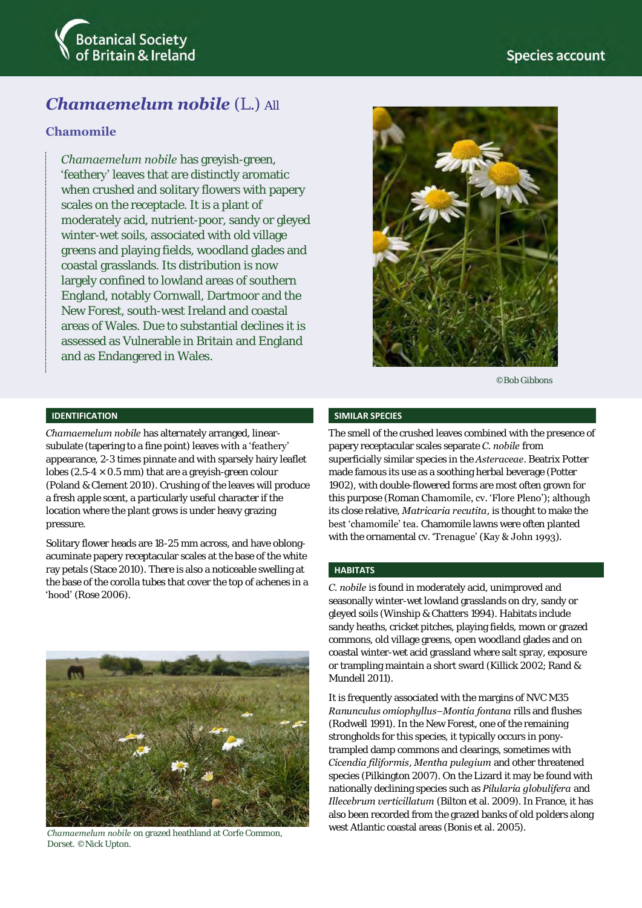Botanical Society of Britain & Ireland

Species account

# *Chamaemelum nobile* (L.) All

## Chamomile

*Chamaemelum nobile* has greyish-green, 'feathery' leaves that are distinctly aromatic when crushed and solitary flowers with papery scales on the receptacle. It is a plant of moderately acid, nutrient-poor, sandy or gleyed winter-wet soils, associated with old village greens and playing fields, woodland glades and coastal grasslands. Its distribution is now largely confined to lowland areas of southern England, notably Cornwall, Dartmoor and the New Forest, south-west Ireland and coastal areas of Wales. Due to substantial declines it is assessed as Vulnerable in Britain and England and as Endangered in Wales.

©Bob Gibbons

### IDENTIFICATION

*Chamaemelum nobile* has alternately arranged, linear-subulate (tapering to a fine point) leaves with a 'feathery' appearance, 2-3 times pinnate and with sparsely hairy leaflet lobes (2.5-4 × 0.5 mm) that are a greyish-green colour (Poland & Clement 2010). Crushing of the leaves will produce a fresh apple scent, a particularly useful character if the location where the plant grows is under heavy grazing pressure.

Solitary flower heads are 18-25 mm across, and have oblong-acuminate papery receptacular scales at the base of the white ray petals (Stace 2010). There is also a noticeable swelling at the base of the corolla tubes that cover the top of achenes in a 'hood' (Rose 2006).

*Chamaemelum nobile* on grazed heathland at Corfe Common, Dorset. ©Nick Upton.

### SIMILAR SPECIES

The smell of the crushed leaves combined with the presence of papery receptacular scales separate *C. nobile* from superficially similar species in the *Asteraceae*. Beatrix Potter made famous its use as a soothing herbal beverage (Potter 1902), with double-flowered forms are most often grown for this purpose (Roman Chamomile, cv. 'Flore Pleno'); although its close relative, *Matricaria recutita*, is thought to make the best 'chamomile' tea. Chamomile lawns were often planted with the ornamental cv. 'Trenague' (Kay & John 1993).

### HABITATS

*C. nobile* is found in moderately acid, unimproved and seasonally winter-wet lowland grasslands on dry, sandy or gleyed soils (Winship & Chatters 1994). Habitats include sandy heaths, cricket pitches, playing fields, mown or grazed commons, old village greens, open woodland glades and on coastal winter-wet acid grassland where salt spray, exposure or trampling maintain a short sward (Killick 2002; Rand & Mundell 2011).

It is frequently associated with the margins of NVC M35 *Ranunculus omiophyllus–Montia fontana* rills and flushes (Rodwell 1991). In the New Forest, one of the remaining strongholds for this species, it typically occurs in pony-trampled damp commons and clearings, sometimes with *Cicendia filiformis*, *Mentha pulegium* and other threatened species (Pilkington 2007). On the Lizard it may be found with nationally declining species such as *Pilularia globulifera* and *Illecebrum verticillatum* (Bilton et al. 2009). In France, it has also been recorded from the grazed banks of old polders along west Atlantic coastal areas (Bonis et al. 2005).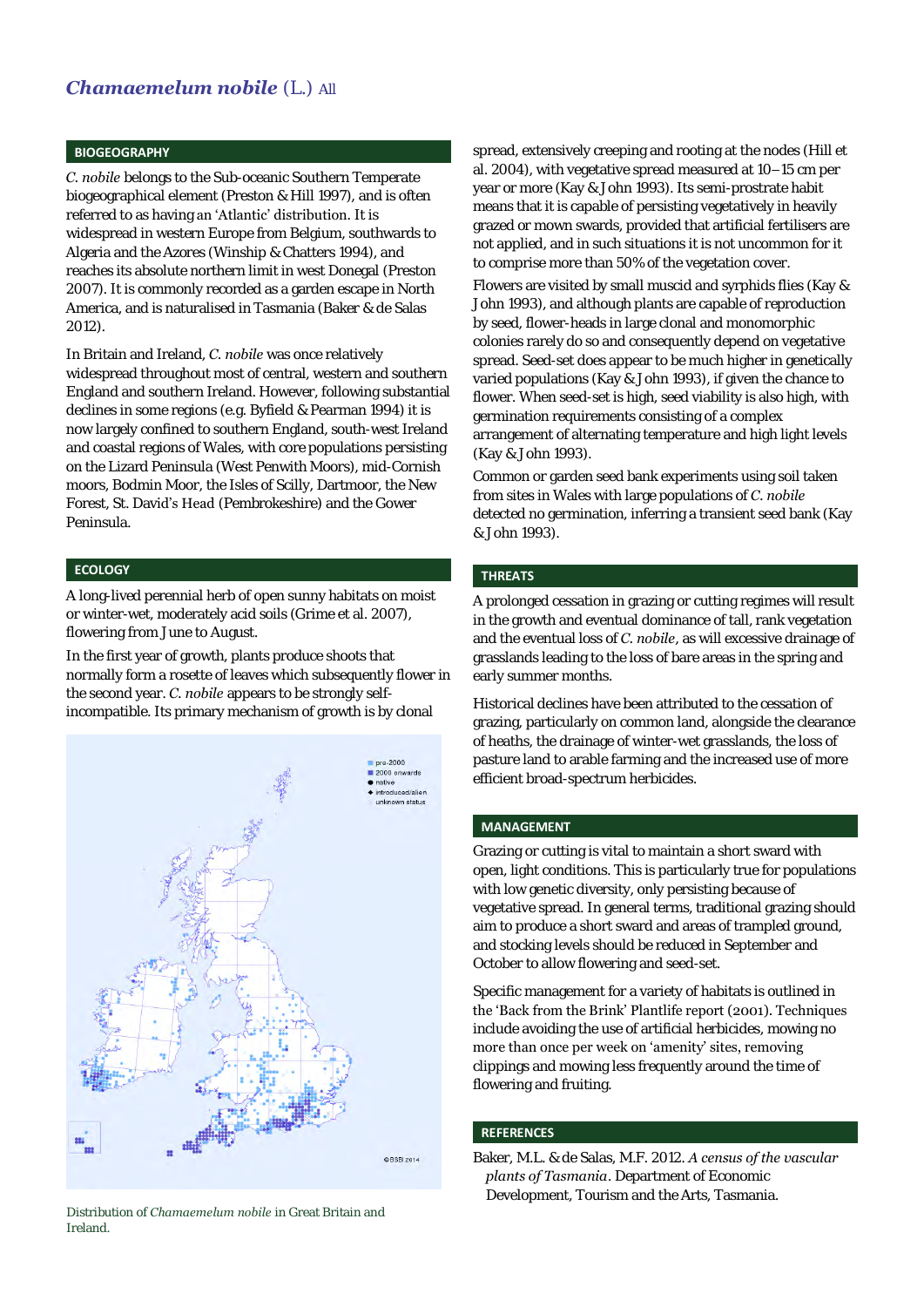## *Chamaemelum nobile* (L.) All

### BIOGEOGRAPHY

*C. nobile* belongs to the Sub-oceanic Southern Temperate biogeographical element (Preston & Hill 1997), and is often referred to as having an 'Atlantic' distribution. It is widespread in western Europe from Belgium, southwards to Algeria and the Azores (Winship & Chatters 1994), and reaches its absolute northern limit in west Donegal (Preston 2007). It is commonly recorded as a garden escape in North America, and is naturalised in Tasmania (Baker & de Salas 2012).

In Britain and Ireland, *C. nobile* was once relatively widespread throughout most of central, western and southern England and southern Ireland. However, following substantial declines in some regions (e.g. Byfield & Pearman 1994) it is now largely confined to southern England, south-west Ireland and coastal regions of Wales, with core populations persisting on the Lizard Peninsula (West Penwith Moors), mid-Cornish moors, Bodmin Moor, the Isles of Scilly, Dartmoor, the New Forest, St. David's Head (Pembrokeshire) and the Gower Peninsula.

### ECOLOGY

A long-lived perennial herb of open sunny habitats on moist or winter-wet, moderately acid soils (Grime et al. 2007), flowering from June to August.

In the first year of growth, plants produce shoots that normally form a rosette of leaves which subsequently flower in the second year. *C. nobile* appears to be strongly self-incompatible. Its primary mechanism of growth is by clonal spread, extensively creeping and rooting at the nodes (Hill et al. 2004), with vegetative spread measured at 10–15 cm per year or more (Kay & John 1993). Its semi-prostrate habit means that it is capable of persisting vegetatively in heavily grazed or mown swards, provided that artificial fertilisers are not applied, and in such situations it is not uncommon for it to comprise more than 50% of the vegetation cover.

Flowers are visited by small muscid and syrphids flies (Kay & John 1993), and although plants are capable of reproduction by seed, flower-heads in large clonal and monomorphic colonies rarely do so and consequently depend on vegetative spread. Seed-set does appear to be much higher in genetically varied populations (Kay & John 1993), if given the chance to flower. When seed-set is high, seed viability is also high, with germination requirements consisting of a complex arrangement of alternating temperature and high light levels (Kay & John 1993).

Common or garden seed bank experiments using soil taken from sites in Wales with large populations of *C. nobile* detected no germination, inferring a transient seed bank (Kay & John 1993).

Distribution of *Chamaemelum nobile* in Great Britain and Ireland.

### THREATS

A prolonged cessation in grazing or cutting regimes will result in the growth and eventual dominance of tall, rank vegetation and the eventual loss of *C. nobile*, as will excessive drainage of grasslands leading to the loss of bare areas in the spring and early summer months.

Historical declines have been attributed to the cessation of grazing, particularly on common land, alongside the clearance of heaths, the drainage of winter-wet grasslands, the loss of pasture land to arable farming and the increased use of more efficient broad-spectrum herbicides.

### MANAGEMENT

Grazing or cutting is vital to maintain a short sward with open, light conditions. This is particularly true for populations with low genetic diversity, only persisting because of vegetative spread. In general terms, traditional grazing should aim to produce a short sward and areas of trampled ground, and stocking levels should be reduced in September and October to allow flowering and seed-set.

Specific management for a variety of habitats is outlined in the 'Back from the Brink' Plantlife report (2001). Techniques include avoiding the use of artificial herbicides, mowing no more than once per week on 'amenity' sites, removing clippings and mowing less frequently around the time of flowering and fruiting.

### REFERENCES

Baker, M.L. & de Salas, M.F. 2012. *A census of the vascular plants of Tasmania*. Department of Economic Development, Tourism and the Arts, Tasmania.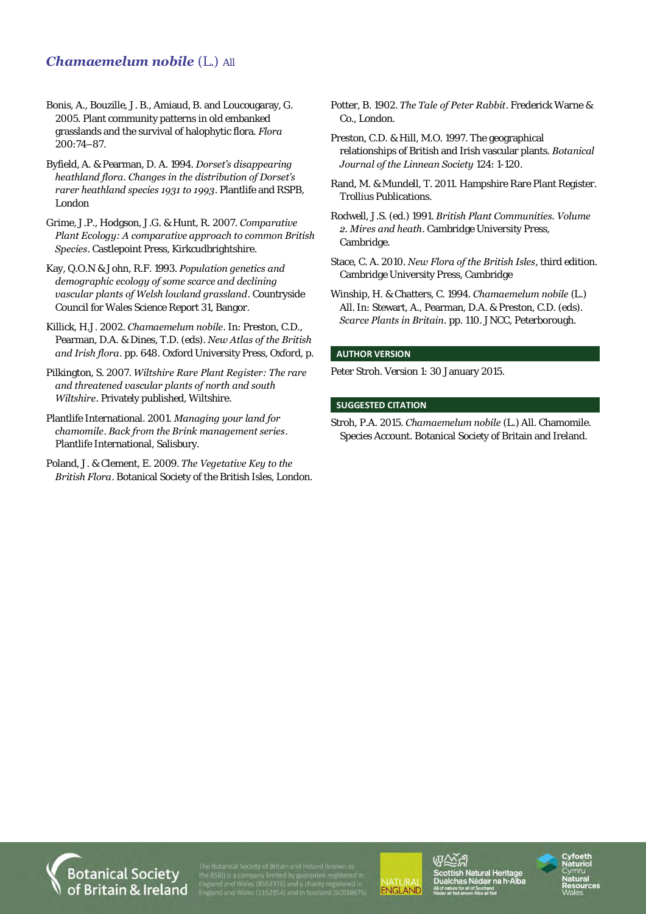## *Chamaemelum nobile* (L.) All

Bonis, A., Bouzille, J. B., Amiaud, B. and Loucougaray, G. 2005. Plant community patterns in old embanked grasslands and the survival of halophytic flora. *Flora* 200:74–87.

Byfield, A. & Pearman, D. A. 1994. *Dorset's disappearing heathland flora. Changes in the distribution of Dorset's rarer heathland species 1931 to 1993*. Plantlife and RSPB, London

Grime, J.P., Hodgson, J.G. & Hunt, R. 2007. *Comparative Plant Ecology: A comparative approach to common British Species*. Castlepoint Press, Kirkcudbrightshire.

Kay, Q.O.N & John, R.F. 1993. *Population genetics and demographic ecology of some scarce and declining vascular plants of Welsh lowland grassland*. Countryside Council for Wales Science Report 31, Bangor.

Killick, H.J. 2002. *Chamaemelum nobile*. In: Preston, C.D., Pearman, D.A. & Dines, T.D. (eds). *New Atlas of the British and Irish flora*. pp. 648. Oxford University Press, Oxford, p.

Pilkington, S. 2007. *Wiltshire Rare Plant Register: The rare and threatened vascular plants of north and south Wiltshire*. Privately published, Wiltshire.

Plantlife International. 2001. *Managing your land for chamomile. Back from the Brink management series*. Plantlife International, Salisbury.

Poland, J. & Clement, E. 2009. *The Vegetative Key to the British Flora*. Botanical Society of the British Isles, London.

Potter, B. 1902. *The Tale of Peter Rabbit*. Frederick Warne & Co., London.

Preston, C.D. & Hill, M.O. 1997. The geographical relationships of British and Irish vascular plants. *Botanical Journal of the Linnean Society* 124: 1-120.

Rand, M. & Mundell, T. 2011. Hampshire Rare Plant Register. Trollius Publications.

Rodwell, J.S. (ed.) 1991. *British Plant Communities. Volume 2. Mires and heath*. Cambridge University Press, Cambridge.

Stace, C. A. 2010. *New Flora of the British Isles*, third edition. Cambridge University Press, Cambridge

Winship, H. & Chatters, C. 1994. *Chamaemelum nobile* (L.) All. In: Stewart, A., Pearman, D.A. & Preston, C.D. (eds). *Scarce Plants in Britain*. pp. 110. JNCC, Peterborough.

### AUTHOR VERSION

Peter Stroh. Version 1: 30 January 2015.

### SUGGESTED CITATION

Stroh, P.A. 2015. *Chamaemelum nobile* (L.) All. Chamomile. Species Account. Botanical Society of Britain and Ireland.

Botanical Society of Britain & Ireland

The Botanical Society of Britain and Ireland (known as the BSBI) is a company limited by guarantee registered in England and Wales (8553976) and a charity registered in England and Wales (1152954) and in Scotland (SC038675)

Natural England

Scottish Natural Heritage
Dualchas Nàdair na h-Alba
All of nature for all of Scotland
Nàdar air fad airson Alba air fad

Cyfoeth Naturiol Cymru
Natural Resources Wales